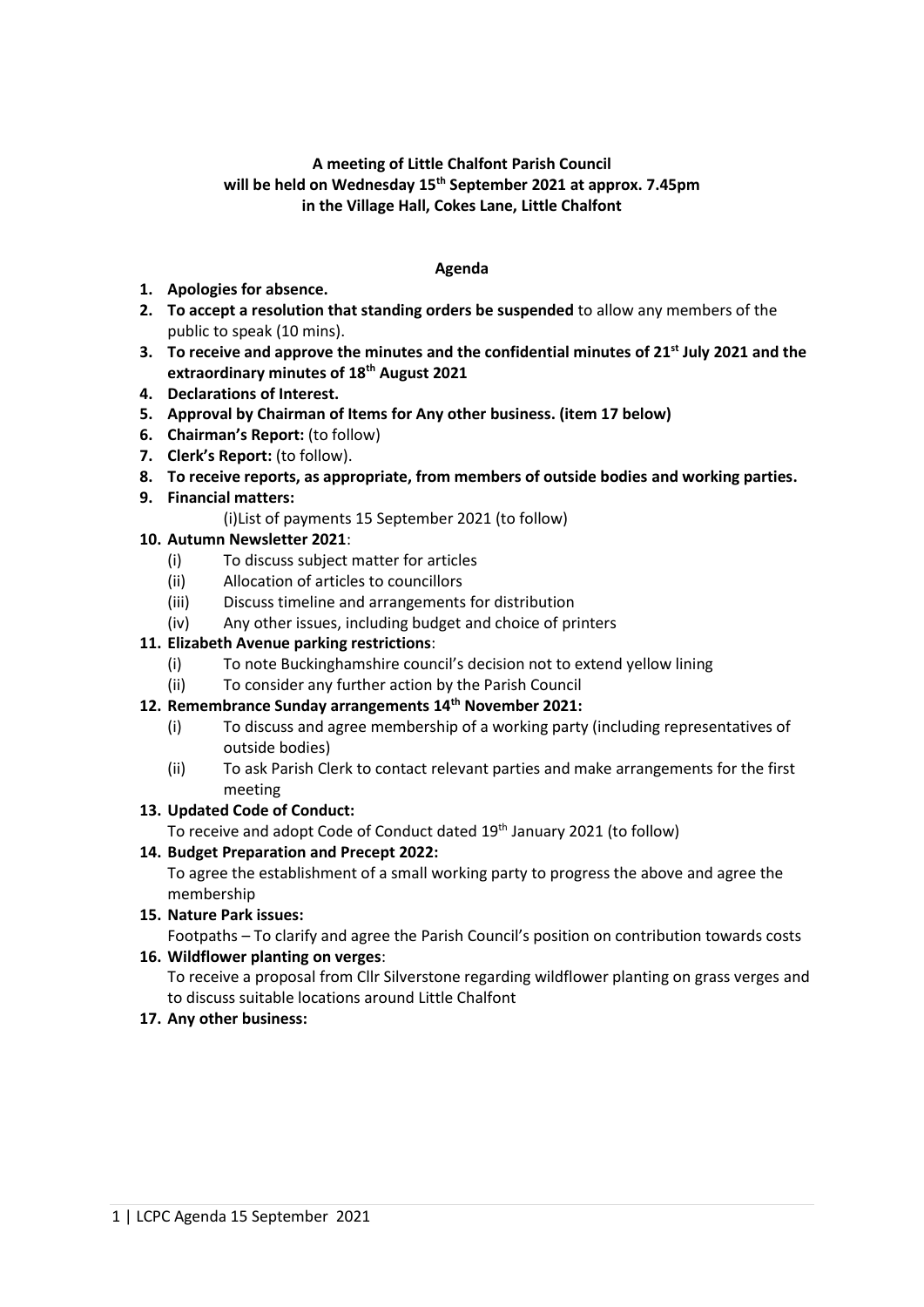**A meeting of Little Chalfont Parish Council**
**will be held on Wednesday 15th September 2021 at approx. 7.45pm**
**in the Village Hall, Cokes Lane, Little Chalfont**

**Agenda**

1. **Apologies for absence.**
2. **To accept a resolution that standing orders be suspended** to allow any members of the public to speak (10 mins).
3. **To receive and approve the minutes and the confidential minutes of 21st July 2021 and the extraordinary minutes of 18th August 2021**
4. **Declarations of Interest.**
5. **Approval by Chairman of Items for Any other business. (item 17 below)**
6. **Chairman's Report:** (to follow)
7. **Clerk's Report:** (to follow).
8. **To receive reports, as appropriate, from members of outside bodies and working parties.**
9. **Financial matters:**
   (i)List of payments 15 September 2021 (to follow)
10. **Autumn Newsletter 2021**:
    (i) To discuss subject matter for articles
    (ii) Allocation of articles to councillors
    (iii) Discuss timeline and arrangements for distribution
    (iv) Any other issues, including budget and choice of printers
11. **Elizabeth Avenue parking restrictions**:
    (i) To note Buckinghamshire council's decision not to extend yellow lining
    (ii) To consider any further action by the Parish Council
12. **Remembrance Sunday arrangements 14th November 2021:**
    (i) To discuss and agree membership of a working party (including representatives of outside bodies)
    (ii) To ask Parish Clerk to contact relevant parties and make arrangements for the first meeting
13. **Updated Code of Conduct:**
    To receive and adopt Code of Conduct dated 19th January 2021 (to follow)
14. **Budget Preparation and Precept 2022:**
    To agree the establishment of a small working party to progress the above and agree the membership
15. **Nature Park issues:**
    Footpaths – To clarify and agree the Parish Council's position on contribution towards costs
16. **Wildflower planting on verges**:
    To receive a proposal from Cllr Silverstone regarding wildflower planting on grass verges and to discuss suitable locations around Little Chalfont
17. **Any other business:**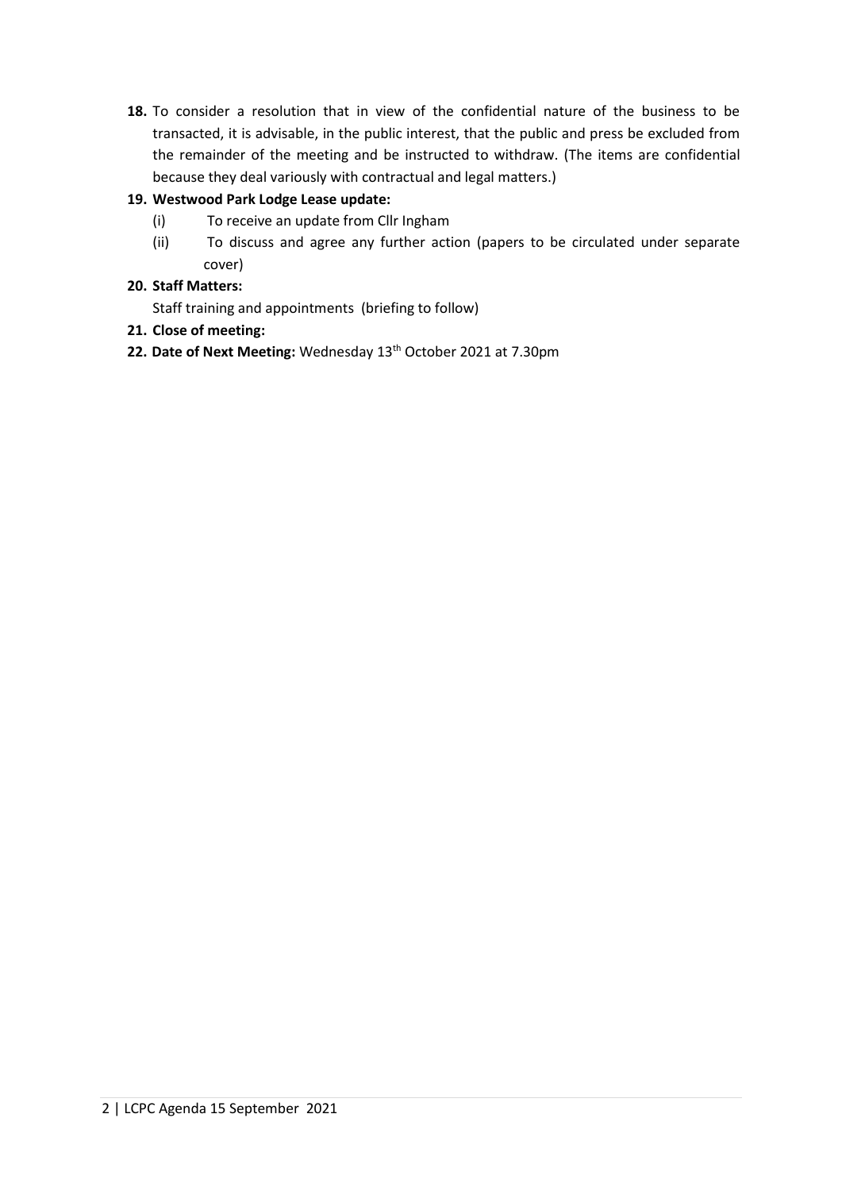18. To consider a resolution that in view of the confidential nature of the business to be transacted, it is advisable, in the public interest, that the public and press be excluded from the remainder of the meeting and be instructed to withdraw. (The items are confidential because they deal variously with contractual and legal matters.)

19. **Westwood Park Lodge Lease update:**
    - (i) To receive an update from Cllr Ingham
    - (ii) To discuss and agree any further action (papers to be circulated under separate cover)

20. **Staff Matters:**

    Staff training and appointments (briefing to follow)

21. **Close of meeting:**

22. **Date of Next Meeting:** Wednesday 13th October 2021 at 7.30pm